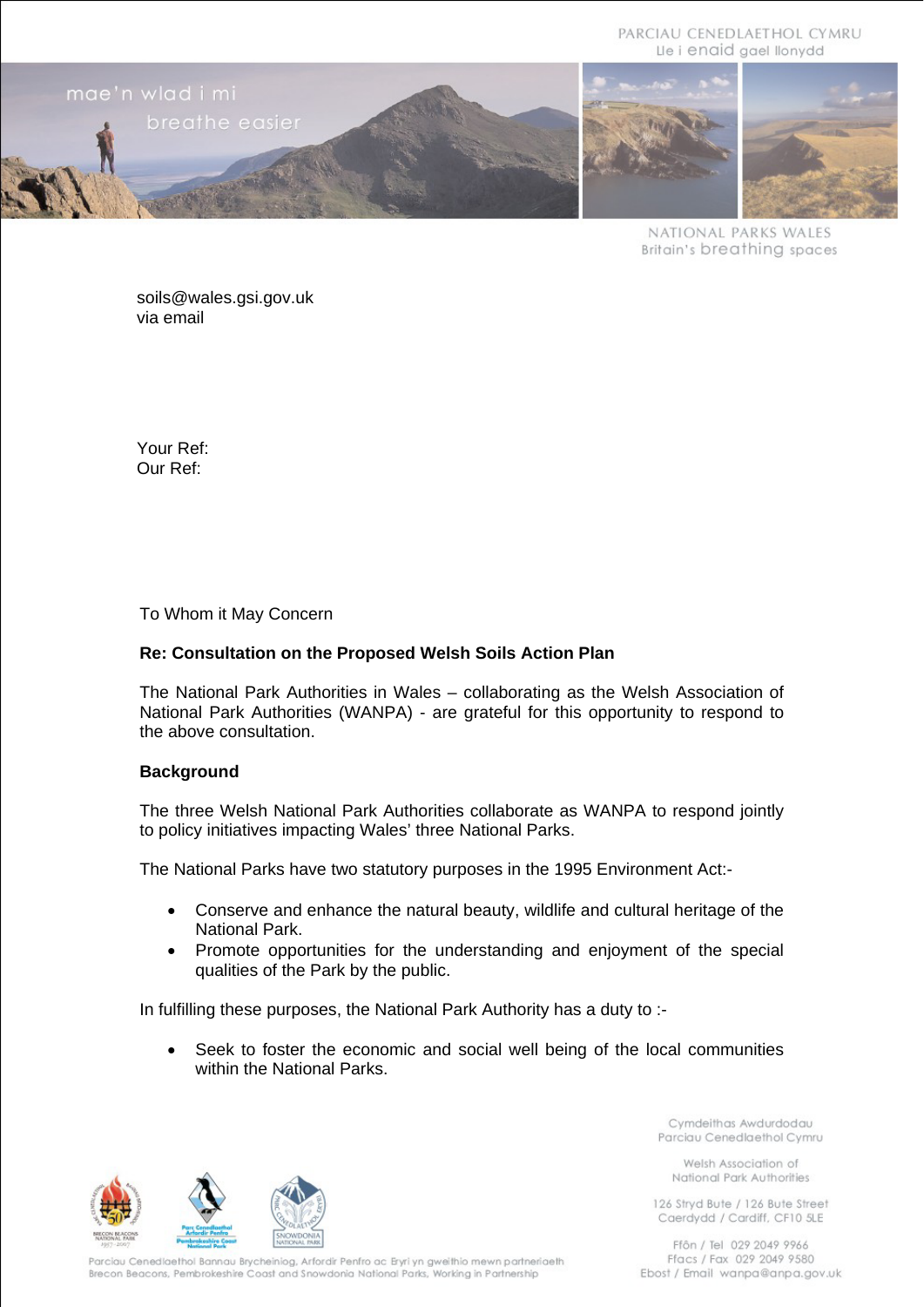PARCIAU CENEDLAETHOL CYMRU
Lle i enaid gael llonydd

NATIONAL PARKS WALES
Britain's breathing spaces

soils@wales.gsi.gov.uk
via email

Your Ref:
Our Ref:

To Whom it May Concern

**Re: Consultation on the Proposed Welsh Soils Action Plan**

The National Park Authorities in Wales – collaborating as the Welsh Association of National Park Authorities (WANPA) - are grateful for this opportunity to respond to the above consultation.

**Background**

The three Welsh National Park Authorities collaborate as WANPA to respond jointly to policy initiatives impacting Wales' three National Parks.

The National Parks have two statutory purposes in the 1995 Environment Act:-

- Conserve and enhance the natural beauty, wildlife and cultural heritage of the National Park.
- Promote opportunities for the understanding and enjoyment of the special qualities of the Park by the public.

In fulfilling these purposes, the National Park Authority has a duty to :-

- Seek to foster the economic and social well being of the local communities within the National Parks.

Cymdeithas Awdurdodau Parciau Cenedlaethol Cymru

Welsh Association of National Park Authorities

126 Stryd Bute / 126 Bute Street
Caerdydd / Cardiff, CF10 5LE

Ffôn / Tel 029 2049 9966
Ffacs / Fax 029 2049 9580
Ebost / Email wanpa@anpa.gov.uk

Parciau Cenedlaethol Bannau Brycheiniog, Arfordir Penfro ac Eryri yn gweithio mewn partneriaeth
Brecon Beacons, Pembrokeshire Coast and Snowdonia National Parks, Working in Partnership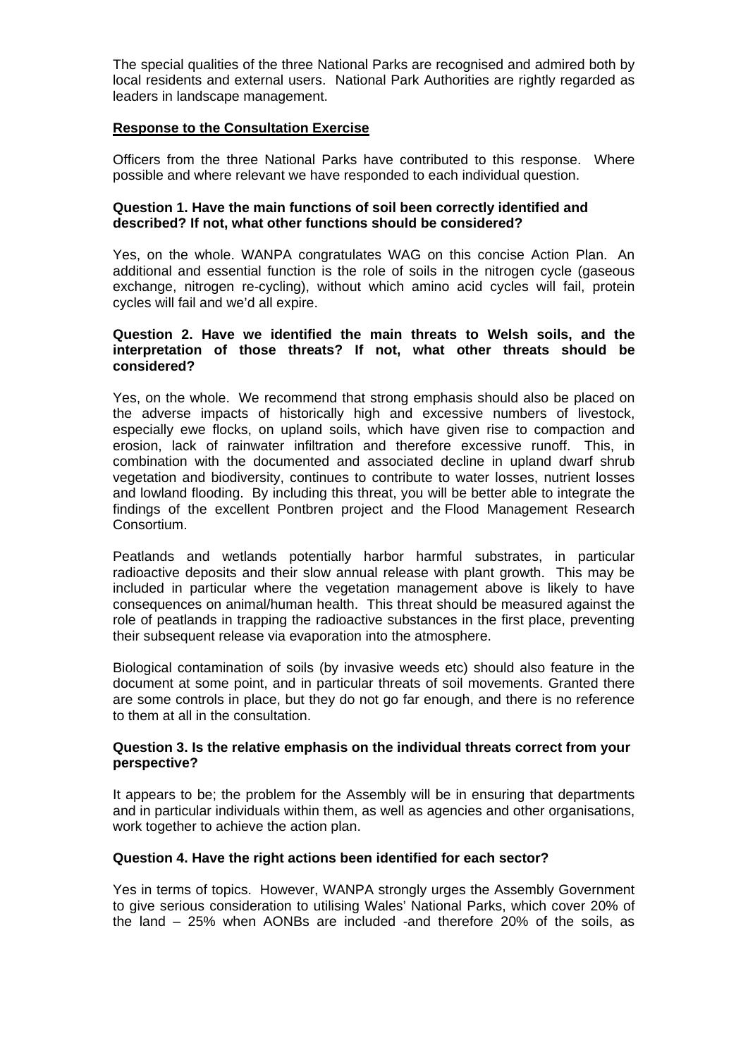The special qualities of the three National Parks are recognised and admired both by local residents and external users. National Park Authorities are rightly regarded as leaders in landscape management.

**Response to the Consultation Exercise**

Officers from the three National Parks have contributed to this response. Where possible and where relevant we have responded to each individual question.

**Question 1. Have the main functions of soil been correctly identified and described? If not, what other functions should be considered?**

Yes, on the whole. WANPA congratulates WAG on this concise Action Plan. An additional and essential function is the role of soils in the nitrogen cycle (gaseous exchange, nitrogen re-cycling), without which amino acid cycles will fail, protein cycles will fail and we'd all expire.

**Question 2. Have we identified the main threats to Welsh soils, and the interpretation of those threats? If not, what other threats should be considered?**

Yes, on the whole. We recommend that strong emphasis should also be placed on the adverse impacts of historically high and excessive numbers of livestock, especially ewe flocks, on upland soils, which have given rise to compaction and erosion, lack of rainwater infiltration and therefore excessive runoff. This, in combination with the documented and associated decline in upland dwarf shrub vegetation and biodiversity, continues to contribute to water losses, nutrient losses and lowland flooding. By including this threat, you will be better able to integrate the findings of the excellent Pontbren project and the Flood Management Research Consortium.

Peatlands and wetlands potentially harbor harmful substrates, in particular radioactive deposits and their slow annual release with plant growth. This may be included in particular where the vegetation management above is likely to have consequences on animal/human health. This threat should be measured against the role of peatlands in trapping the radioactive substances in the first place, preventing their subsequent release via evaporation into the atmosphere.

Biological contamination of soils (by invasive weeds etc) should also feature in the document at some point, and in particular threats of soil movements. Granted there are some controls in place, but they do not go far enough, and there is no reference to them at all in the consultation.

**Question 3. Is the relative emphasis on the individual threats correct from your perspective?**

It appears to be; the problem for the Assembly will be in ensuring that departments and in particular individuals within them, as well as agencies and other organisations, work together to achieve the action plan.

**Question 4. Have the right actions been identified for each sector?**

Yes in terms of topics. However, WANPA strongly urges the Assembly Government to give serious consideration to utilising Wales' National Parks, which cover 20% of the land – 25% when AONBs are included -and therefore 20% of the soils, as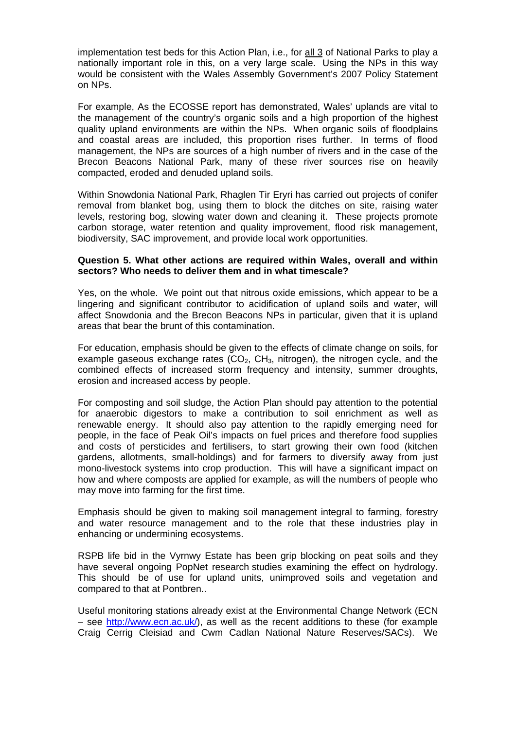implementation test beds for this Action Plan, i.e., for all 3 of National Parks to play a nationally important role in this, on a very large scale. Using the NPs in this way would be consistent with the Wales Assembly Government's 2007 Policy Statement on NPs.

For example, As the ECOSSE report has demonstrated, Wales' uplands are vital to the management of the country's organic soils and a high proportion of the highest quality upland environments are within the NPs. When organic soils of floodplains and coastal areas are included, this proportion rises further. In terms of flood management, the NPs are sources of a high number of rivers and in the case of the Brecon Beacons National Park, many of these river sources rise on heavily compacted, eroded and denuded upland soils.

Within Snowdonia National Park, Rhaglen Tir Eryri has carried out projects of conifer removal from blanket bog, using them to block the ditches on site, raising water levels, restoring bog, slowing water down and cleaning it. These projects promote carbon storage, water retention and quality improvement, flood risk management, biodiversity, SAC improvement, and provide local work opportunities.

**Question 5. What other actions are required within Wales, overall and within sectors? Who needs to deliver them and in what timescale?**

Yes, on the whole. We point out that nitrous oxide emissions, which appear to be a lingering and significant contributor to acidification of upland soils and water, will affect Snowdonia and the Brecon Beacons NPs in particular, given that it is upland areas that bear the brunt of this contamination.

For education, emphasis should be given to the effects of climate change on soils, for example gaseous exchange rates ($CO_2$, $CH_3$, nitrogen), the nitrogen cycle, and the combined effects of increased storm frequency and intensity, summer droughts, erosion and increased access by people.

For composting and soil sludge, the Action Plan should pay attention to the potential for anaerobic digestors to make a contribution to soil enrichment as well as renewable energy. It should also pay attention to the rapidly emerging need for people, in the face of Peak Oil's impacts on fuel prices and therefore food supplies and costs of persticides and fertilisers, to start growing their own food (kitchen gardens, allotments, small-holdings) and for farmers to diversify away from just mono-livestock systems into crop production. This will have a significant impact on how and where composts are applied for example, as will the numbers of people who may move into farming for the first time.

Emphasis should be given to making soil management integral to farming, forestry and water resource management and to the role that these industries play in enhancing or undermining ecosystems.

RSPB life bid in the Vyrnwy Estate has been grip blocking on peat soils and they have several ongoing PopNet research studies examining the effect on hydrology. This should be of use for upland units, unimproved soils and vegetation and compared to that at Pontbren..

Useful monitoring stations already exist at the Environmental Change Network (ECN – see http://www.ecn.ac.uk/), as well as the recent additions to these (for example Craig Cerrig Cleisiad and Cwm Cadlan National Nature Reserves/SACs). We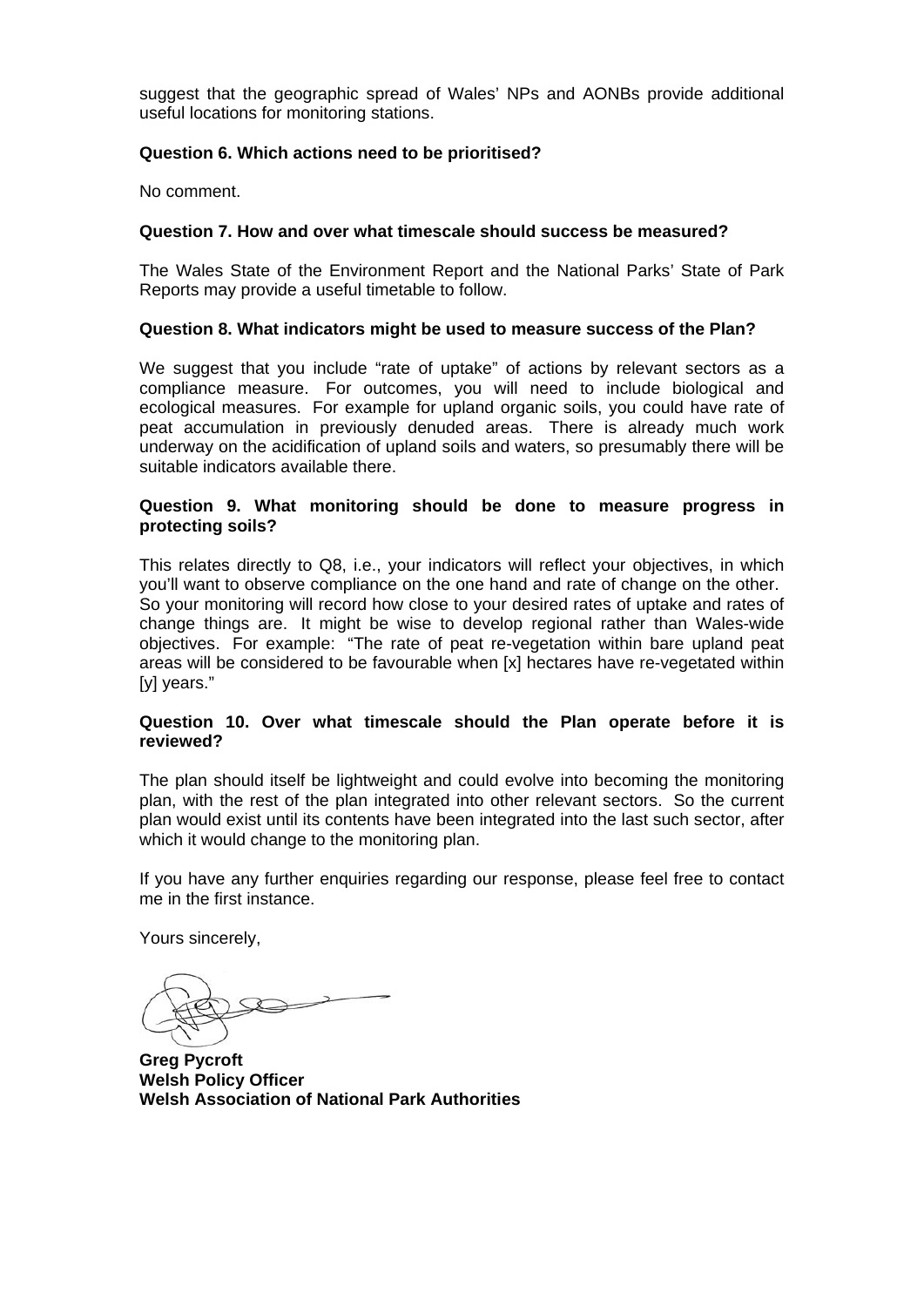suggest that the geographic spread of Wales' NPs and AONBs provide additional useful locations for monitoring stations.

**Question 6. Which actions need to be prioritised?**

No comment.

**Question 7. How and over what timescale should success be measured?**

The Wales State of the Environment Report and the National Parks' State of Park Reports may provide a useful timetable to follow.

**Question 8. What indicators might be used to measure success of the Plan?**

We suggest that you include "rate of uptake" of actions by relevant sectors as a compliance measure. For outcomes, you will need to include biological and ecological measures. For example for upland organic soils, you could have rate of peat accumulation in previously denuded areas. There is already much work underway on the acidification of upland soils and waters, so presumably there will be suitable indicators available there.

**Question 9. What monitoring should be done to measure progress in protecting soils?**

This relates directly to Q8, i.e., your indicators will reflect your objectives, in which you'll want to observe compliance on the one hand and rate of change on the other. So your monitoring will record how close to your desired rates of uptake and rates of change things are. It might be wise to develop regional rather than Wales-wide objectives. For example: "The rate of peat re-vegetation within bare upland peat areas will be considered to be favourable when [x] hectares have re-vegetated within [y] years."

**Question 10. Over what timescale should the Plan operate before it is reviewed?**

The plan should itself be lightweight and could evolve into becoming the monitoring plan, with the rest of the plan integrated into other relevant sectors. So the current plan would exist until its contents have been integrated into the last such sector, after which it would change to the monitoring plan.

If you have any further enquiries regarding our response, please feel free to contact me in the first instance.

Yours sincerely,

**Greg Pycroft**
**Welsh Policy Officer**
**Welsh Association of National Park Authorities**